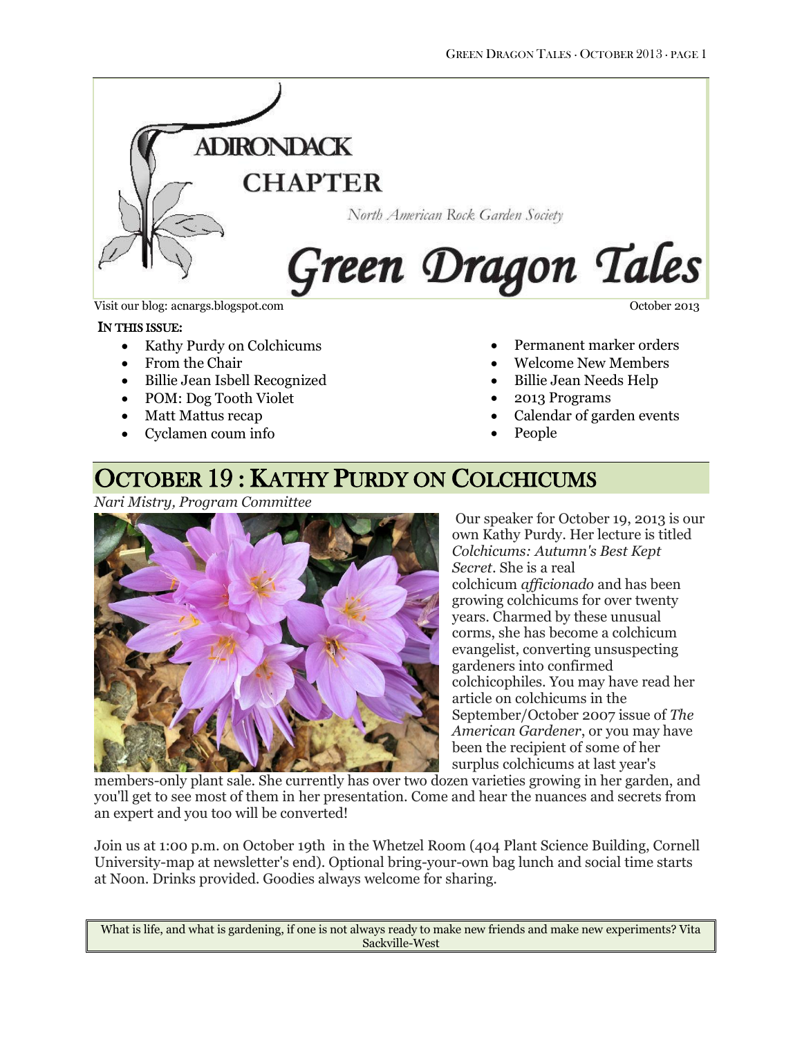# Adirondack Chapter

North American Rock Garden Society

# Green Dragon Tales

Visit our blog: acnargs.blogspot.com

October 2013

**In this issue:**

- Kathy Purdy on Colchicums
- From the Chair
- Billie Jean Isbell Recognized
- POM: Dog Tooth Violet
- Matt Mattus recap
- Cyclamen coum info
- Permanent marker orders
- Welcome New Members
- Billie Jean Needs Help
- 2013 Programs
- Calendar of garden events
- People

## October 19 : Kathy Purdy on Colchicums

*Nari Mistry, Program Committee*

Our speaker for October 19, 2013 is our own Kathy Purdy. Her lecture is titled *Colchicums: Autumn's Best Kept Secret*. She is a real colchicum *afficionado* and has been growing colchicums for over twenty years. Charmed by these unusual corms, she has become a colchicum evangelist, converting unsuspecting gardeners into confirmed colchicophiles. You may have read her article on colchicums in the September/October 2007 issue of *The American Gardener*, or you may have been the recipient of some of her surplus colchicums at last year's members-only plant sale. She currently has over two dozen varieties growing in her garden, and you'll get to see most of them in her presentation. Come and hear the nuances and secrets from an expert and you too will be converted!

Join us at 1:00 p.m. on October 19th in the Whetzel Room (404 Plant Science Building, Cornell University-map at newsletter's end). Optional bring-your-own bag lunch and social time starts at Noon. Drinks provided. Goodies always welcome for sharing.

> What is life, and what is gardening, if one is not always ready to make new friends and make new experiments? Vita Sackville-West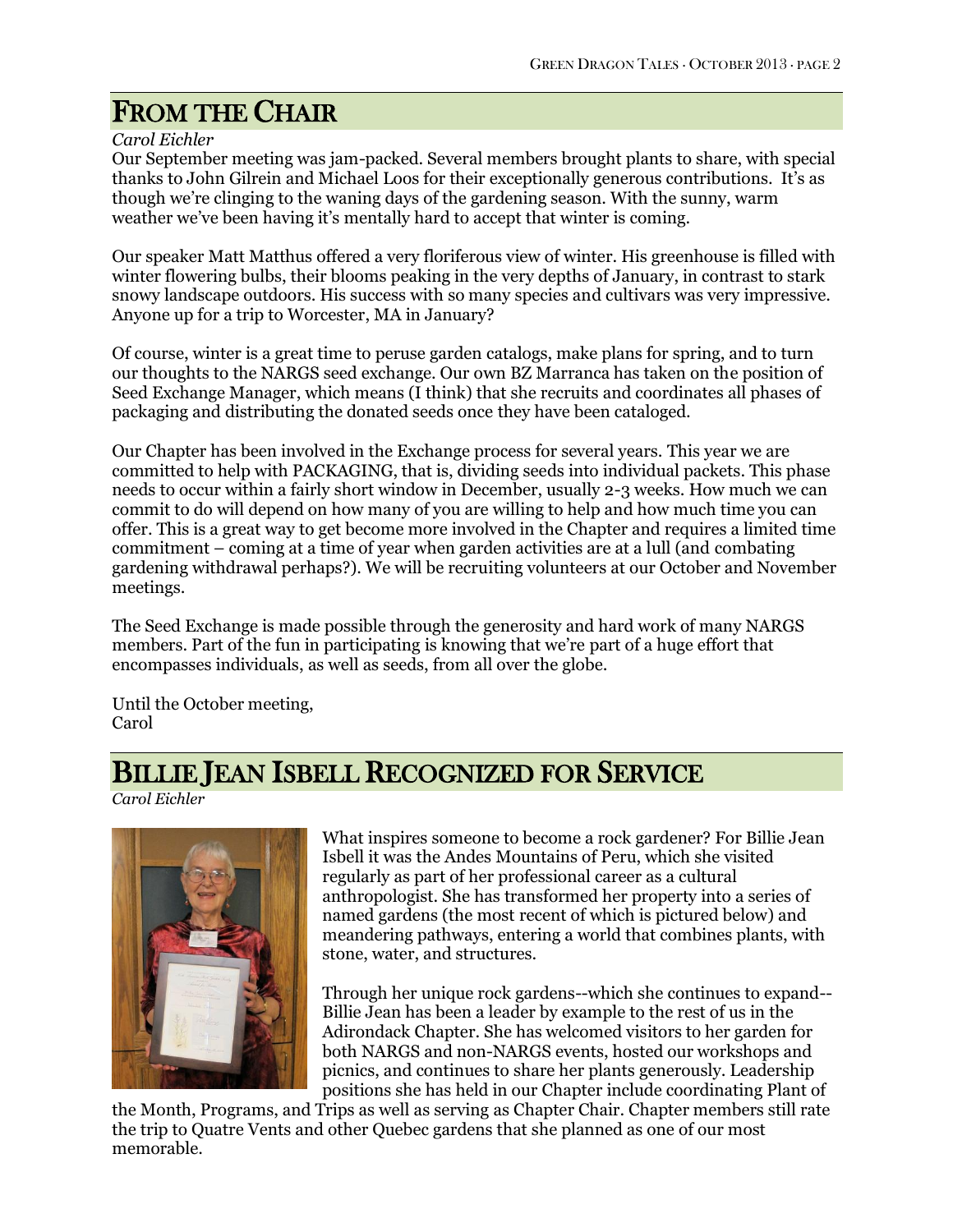## FROM THE CHAIR

*Carol Eichler*

Our September meeting was jam-packed. Several members brought plants to share, with special thanks to John Gilrein and Michael Loos for their exceptionally generous contributions. It's as though we're clinging to the waning days of the gardening season. With the sunny, warm weather we've been having it's mentally hard to accept that winter is coming.

Our speaker Matt Matthus offered a very floriferous view of winter. His greenhouse is filled with winter flowering bulbs, their blooms peaking in the very depths of January, in contrast to stark snowy landscape outdoors. His success with so many species and cultivars was very impressive. Anyone up for a trip to Worcester, MA in January?

Of course, winter is a great time to peruse garden catalogs, make plans for spring, and to turn our thoughts to the NARGS seed exchange. Our own BZ Marranca has taken on the position of Seed Exchange Manager, which means (I think) that she recruits and coordinates all phases of packaging and distributing the donated seeds once they have been cataloged.

Our Chapter has been involved in the Exchange process for several years. This year we are committed to help with PACKAGING, that is, dividing seeds into individual packets. This phase needs to occur within a fairly short window in December, usually 2-3 weeks. How much we can commit to do will depend on how many of you are willing to help and how much time you can offer. This is a great way to get become more involved in the Chapter and requires a limited time commitment – coming at a time of year when garden activities are at a lull (and combating gardening withdrawal perhaps?). We will be recruiting volunteers at our October and November meetings.

The Seed Exchange is made possible through the generosity and hard work of many NARGS members. Part of the fun in participating is knowing that we're part of a huge effort that encompasses individuals, as well as seeds, from all over the globe.

Until the October meeting,
Carol

## BILLIE JEAN ISBELL RECOGNIZED FOR SERVICE

*Carol Eichler*

What inspires someone to become a rock gardener? For Billie Jean Isbell it was the Andes Mountains of Peru, which she visited regularly as part of her professional career as a cultural anthropologist. She has transformed her property into a series of named gardens (the most recent of which is pictured below) and meandering pathways, entering a world that combines plants, with stone, water, and structures.

Through her unique rock gardens--which she continues to expand--Billie Jean has been a leader by example to the rest of us in the Adirondack Chapter. She has welcomed visitors to her garden for both NARGS and non-NARGS events, hosted our workshops and picnics, and continues to share her plants generously. Leadership positions she has held in our Chapter include coordinating Plant of the Month, Programs, and Trips as well as serving as Chapter Chair. Chapter members still rate the trip to Quatre Vents and other Quebec gardens that she planned as one of our most memorable.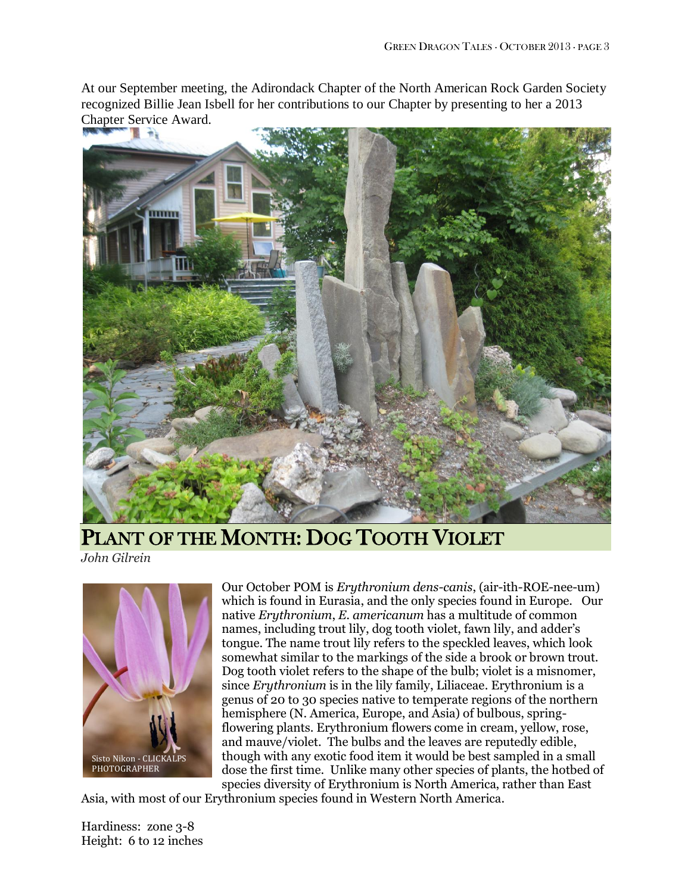At our September meeting, the Adirondack Chapter of the North American Rock Garden Society recognized Billie Jean Isbell for her contributions to our Chapter by presenting to her a 2013 Chapter Service Award.

## PLANT OF THE MONTH: DOG TOOTH VIOLET

*John Gilrein*

Sisto Nikon - CLICKALPS PHOTOGRAPHER

Our October POM is *Erythronium dens-canis*, (air-ith-ROE-nee-um) which is found in Eurasia, and the only species found in Europe. Our native *Erythronium*, *E. americanum* has a multitude of common names, including trout lily, dog tooth violet, fawn lily, and adder's tongue. The name trout lily refers to the speckled leaves, which look somewhat similar to the markings of the side a brook or brown trout. Dog tooth violet refers to the shape of the bulb; violet is a misnomer, since *Erythronium* is in the lily family, Liliaceae. Erythronium is a genus of 20 to 30 species native to temperate regions of the northern hemisphere (N. America, Europe, and Asia) of bulbous, spring-flowering plants. Erythronium flowers come in cream, yellow, rose, and mauve/violet. The bulbs and the leaves are reputedly edible, though with any exotic food item it would be best sampled in a small dose the first time. Unlike many other species of plants, the hotbed of species diversity of Erythronium is North America, rather than East Asia, with most of our Erythronium species found in Western North America.

Hardiness: zone 3-8
Height: 6 to 12 inches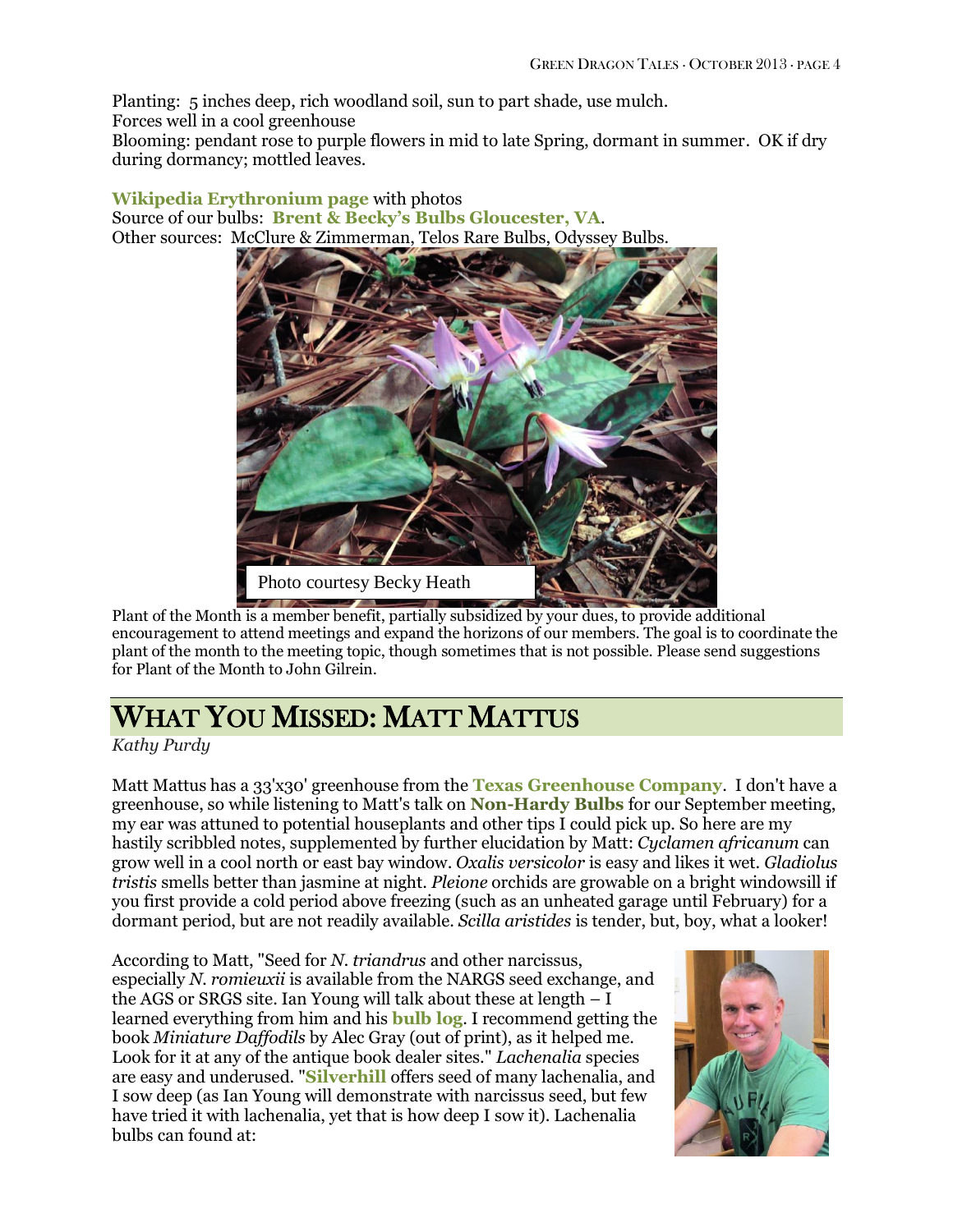Planting: 5 inches deep, rich woodland soil, sun to part shade, use mulch.
Forces well in a cool greenhouse
Blooming: pendant rose to purple flowers in mid to late Spring, dormant in summer. OK if dry during dormancy; mottled leaves.

**Wikipedia Erythronium page** with photos
Source of our bulbs: **Brent & Becky's Bulbs Gloucester, VA**.
Other sources: McClure & Zimmerman, Telos Rare Bulbs, Odyssey Bulbs.

Photo courtesy Becky Heath

Plant of the Month is a member benefit, partially subsidized by your dues, to provide additional encouragement to attend meetings and expand the horizons of our members. The goal is to coordinate the plant of the month to the meeting topic, though sometimes that is not possible. Please send suggestions for Plant of the Month to John Gilrein.

# What You Missed: Matt Mattus

*Kathy Purdy*

Matt Mattus has a 33'x30' greenhouse from the **Texas Greenhouse Company**. I don't have a greenhouse, so while listening to Matt's talk on **Non-Hardy Bulbs** for our September meeting, my ear was attuned to potential houseplants and other tips I could pick up. So here are my hastily scribbled notes, supplemented by further elucidation by Matt: *Cyclamen africanum* can grow well in a cool north or east bay window. *Oxalis versicolor* is easy and likes it wet. *Gladiolus tristis* smells better than jasmine at night. *Pleione* orchids are growable on a bright windowsill if you first provide a cold period above freezing (such as an unheated garage until February) for a dormant period, but are not readily available. *Scilla aristides* is tender, but, boy, what a looker!

According to Matt, "Seed for *N. triandrus* and other narcissus, especially *N. romieuxii* is available from the NARGS seed exchange, and the AGS or SRGS site. Ian Young will talk about these at length – I learned everything from him and his **bulb log**. I recommend getting the book *Miniature Daffodils* by Alec Gray (out of print), as it helped me. Look for it at any of the antique book dealer sites." *Lachenalia* species are easy and underused. "**Silverhill** offers seed of many lachenalia, and I sow deep (as Ian Young will demonstrate with narcissus seed, but few have tried it with lachenalia, yet that is how deep I sow it). Lachenalia bulbs can found at: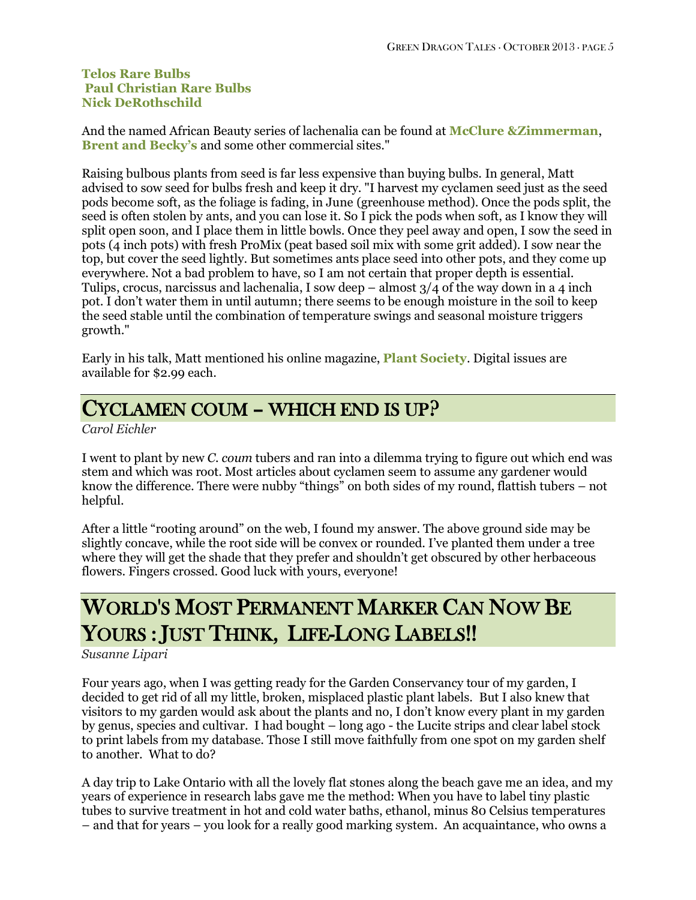**Telos Rare Bulbs**
**Paul Christian Rare Bulbs**
**Nick DeRothschild**

And the named African Beauty series of lachenalia can be found at **McClure &Zimmerman**, **Brent and Becky's** and some other commercial sites."

Raising bulbous plants from seed is far less expensive than buying bulbs. In general, Matt advised to sow seed for bulbs fresh and keep it dry. "I harvest my cyclamen seed just as the seed pods become soft, as the foliage is fading, in June (greenhouse method). Once the pods split, the seed is often stolen by ants, and you can lose it. So I pick the pods when soft, as I know they will split open soon, and I place them in little bowls. Once they peel away and open, I sow the seed in pots (4 inch pots) with fresh ProMix (peat based soil mix with some grit added). I sow near the top, but cover the seed lightly. But sometimes ants place seed into other pots, and they come up everywhere. Not a bad problem to have, so I am not certain that proper depth is essential. Tulips, crocus, narcissus and lachenalia, I sow deep – almost 3/4 of the way down in a 4 inch pot. I don't water them in until autumn; there seems to be enough moisture in the soil to keep the seed stable until the combination of temperature swings and seasonal moisture triggers growth."

Early in his talk, Matt mentioned his online magazine, **Plant Society**. Digital issues are available for $2.99 each.

## Cyclamen coum – Which End Is Up?

*Carol Eichler*

I went to plant by new *C. coum* tubers and ran into a dilemma trying to figure out which end was stem and which was root. Most articles about cyclamen seem to assume any gardener would know the difference. There were nubby "things" on both sides of my round, flattish tubers – not helpful.

After a little "rooting around" on the web, I found my answer. The above ground side may be slightly concave, while the root side will be convex or rounded. I've planted them under a tree where they will get the shade that they prefer and shouldn't get obscured by other herbaceous flowers. Fingers crossed. Good luck with yours, everyone!

## World's Most Permanent Marker Can Now Be Yours : Just Think, Life-Long Labels!!

*Susanne Lipari*

Four years ago, when I was getting ready for the Garden Conservancy tour of my garden, I decided to get rid of all my little, broken, misplaced plastic plant labels. But I also knew that visitors to my garden would ask about the plants and no, I don't know every plant in my garden by genus, species and cultivar. I had bought – long ago - the Lucite strips and clear label stock to print labels from my database. Those I still move faithfully from one spot on my garden shelf to another. What to do?

A day trip to Lake Ontario with all the lovely flat stones along the beach gave me an idea, and my years of experience in research labs gave me the method: When you have to label tiny plastic tubes to survive treatment in hot and cold water baths, ethanol, minus 80 Celsius temperatures – and that for years – you look for a really good marking system. An acquaintance, who owns a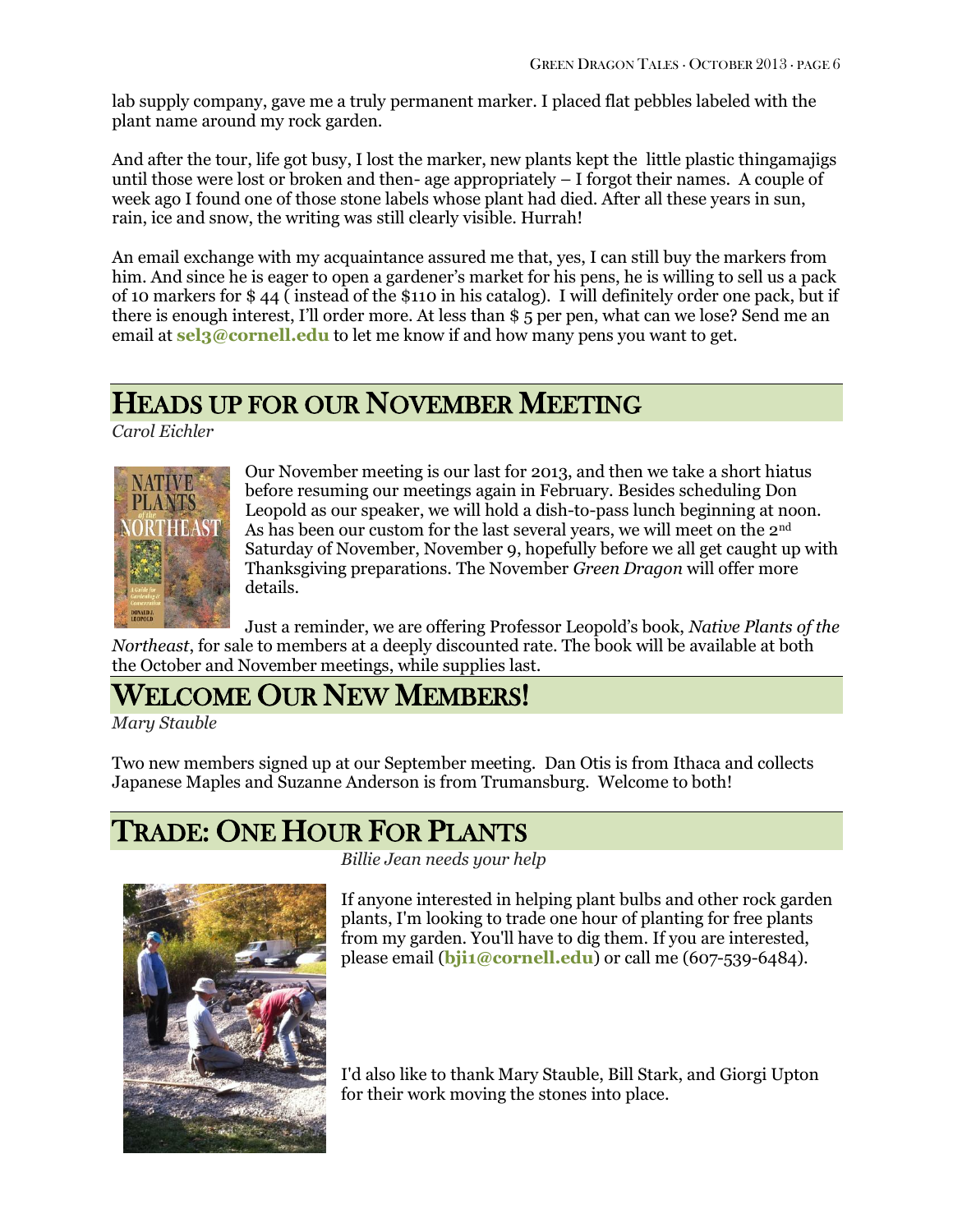lab supply company, gave me a truly permanent marker. I placed flat pebbles labeled with the plant name around my rock garden.

And after the tour, life got busy, I lost the marker, new plants kept the little plastic thingamajigs until those were lost or broken and then- age appropriately – I forgot their names. A couple of week ago I found one of those stone labels whose plant had died. After all these years in sun, rain, ice and snow, the writing was still clearly visible. Hurrah!

An email exchange with my acquaintance assured me that, yes, I can still buy the markers from him. And since he is eager to open a gardener's market for his pens, he is willing to sell us a pack of 10 markers for $ 44 ( instead of the $110 in his catalog). I will definitely order one pack, but if there is enough interest, I'll order more. At less than $ 5 per pen, what can we lose? Send me an email at **sel3@cornell.edu** to let me know if and how many pens you want to get.

## Heads up for our November Meeting

*Carol Eichler*

Our November meeting is our last for 2013, and then we take a short hiatus before resuming our meetings again in February. Besides scheduling Don Leopold as our speaker, we will hold a dish-to-pass lunch beginning at noon. As has been our custom for the last several years, we will meet on the 2nd Saturday of November, November 9, hopefully before we all get caught up with Thanksgiving preparations. The November *Green Dragon* will offer more details.

Just a reminder, we are offering Professor Leopold's book, *Native Plants of the Northeast*, for sale to members at a deeply discounted rate. The book will be available at both the October and November meetings, while supplies last.

## Welcome Our New Members!

*Mary Stauble*

Two new members signed up at our September meeting. Dan Otis is from Ithaca and collects Japanese Maples and Suzanne Anderson is from Trumansburg. Welcome to both!

## Trade: One Hour For Plants

*Billie Jean needs your help*

If anyone interested in helping plant bulbs and other rock garden plants, I'm looking to trade one hour of planting for free plants from my garden. You'll have to dig them. If you are interested, please email (**bji1@cornell.edu**) or call me (607-539-6484).

I'd also like to thank Mary Stauble, Bill Stark, and Giorgi Upton for their work moving the stones into place.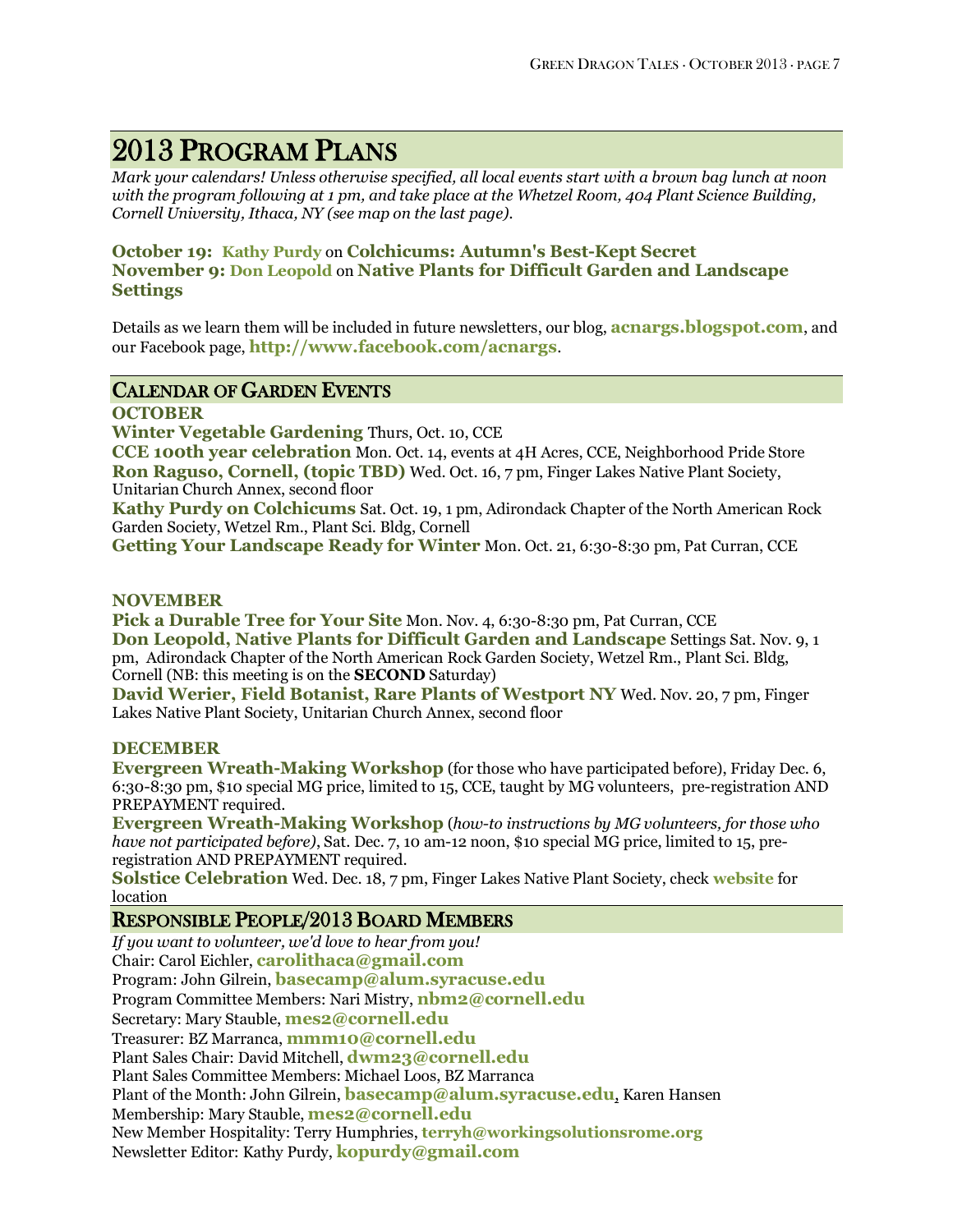# 2013 Program Plans

*Mark your calendars! Unless otherwise specified, all local events start with a brown bag lunch at noon with the program following at 1 pm, and take place at the Whetzel Room, 404 Plant Science Building, Cornell University, Ithaca, NY (see map on the last page).*

**October 19: Kathy Purdy** on **Colchicums: Autumn's Best-Kept Secret**
**November 9: Don Leopold** on **Native Plants for Difficult Garden and Landscape Settings**

Details as we learn them will be included in future newsletters, our blog, **acnargs.blogspot.com**, and our Facebook page, **http://www.facebook.com/acnargs**.

## Calendar of Garden Events

### OCTOBER

**Winter Vegetable Gardening** Thurs, Oct. 10, CCE
**CCE 100th year celebration** Mon. Oct. 14, events at 4H Acres, CCE, Neighborhood Pride Store
**Ron Raguso, Cornell, (topic TBD)** Wed. Oct. 16, 7 pm, Finger Lakes Native Plant Society, Unitarian Church Annex, second floor
**Kathy Purdy on Colchicums** Sat. Oct. 19, 1 pm, Adirondack Chapter of the North American Rock Garden Society, Wetzel Rm., Plant Sci. Bldg, Cornell
**Getting Your Landscape Ready for Winter** Mon. Oct. 21, 6:30-8:30 pm, Pat Curran, CCE

### NOVEMBER

**Pick a Durable Tree for Your Site** Mon. Nov. 4, 6:30-8:30 pm, Pat Curran, CCE
**Don Leopold, Native Plants for Difficult Garden and Landscape** Settings Sat. Nov. 9, 1 pm, Adirondack Chapter of the North American Rock Garden Society, Wetzel Rm., Plant Sci. Bldg, Cornell (NB: this meeting is on the **SECOND** Saturday)
**David Werier, Field Botanist, Rare Plants of Westport NY** Wed. Nov. 20, 7 pm, Finger Lakes Native Plant Society, Unitarian Church Annex, second floor

### DECEMBER

**Evergreen Wreath-Making Workshop** (for those who have participated before), Friday Dec. 6, 6:30-8:30 pm, $10 special MG price, limited to 15, CCE, taught by MG volunteers, pre-registration AND PREPAYMENT required.
**Evergreen Wreath-Making Workshop** (*how-to instructions by MG volunteers, for those who have not participated before)*, Sat. Dec. 7, 10 am-12 noon, $10 special MG price, limited to 15, pre-registration AND PREPAYMENT required.
**Solstice Celebration** Wed. Dec. 18, 7 pm, Finger Lakes Native Plant Society, check **website** for location

## Responsible People/2013 Board Members

*If you want to volunteer, we'd love to hear from you!*
Chair: Carol Eichler, **carolithaca@gmail.com**
Program: John Gilrein, **basecamp@alum.syracuse.edu**
Program Committee Members: Nari Mistry, **nbm2@cornell.edu**
Secretary: Mary Stauble, **mes2@cornell.edu**
Treasurer: BZ Marranca, **mmm10@cornell.edu**
Plant Sales Chair: David Mitchell, **dwm23@cornell.edu**
Plant Sales Committee Members: Michael Loos, BZ Marranca
Plant of the Month: John Gilrein, **basecamp@alum.syracuse.edu**, Karen Hansen
Membership: Mary Stauble, **mes2@cornell.edu**
New Member Hospitality: Terry Humphries, **terryh@workingsolutionsrome.org**
Newsletter Editor: Kathy Purdy, **kopurdy@gmail.com**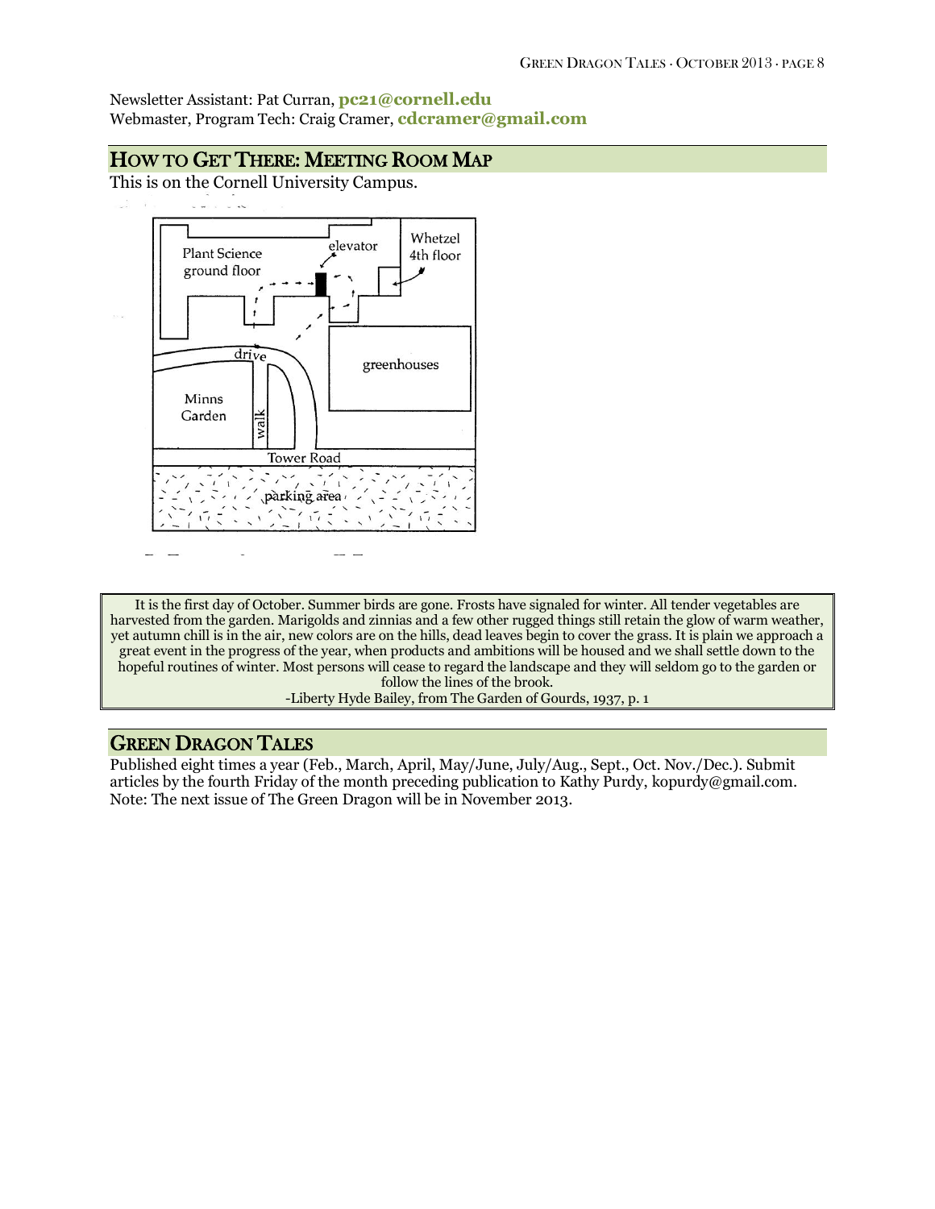Newsletter Assistant: Pat Curran, **pc21@cornell.edu**
Webmaster, Program Tech: Craig Cramer, **cdcramer@gmail.com**

## HOW TO GET THERE: MEETING ROOM MAP

This is on the Cornell University Campus.

Plant Science ground floor

elevator

Whetzel 4th floor

drive

greenhouses

Minns Garden

walk

Tower Road

parking area

> It is the first day of October. Summer birds are gone. Frosts have signaled for winter. All tender vegetables are harvested from the garden. Marigolds and zinnias and a few other rugged things still retain the glow of warm weather, yet autumn chill is in the air, new colors are on the hills, dead leaves begin to cover the grass. It is plain we approach a great event in the progress of the year, when products and ambitions will be housed and we shall settle down to the hopeful routines of winter. Most persons will cease to regard the landscape and they will seldom go to the garden or follow the lines of the brook.
>
> -Liberty Hyde Bailey, from The Garden of Gourds, 1937, p. 1

## GREEN DRAGON TALES

Published eight times a year (Feb., March, April, May/June, July/Aug., Sept., Oct. Nov./Dec.). Submit articles by the fourth Friday of the month preceding publication to Kathy Purdy, kopurdy@gmail.com. Note: The next issue of The Green Dragon will be in November 2013.